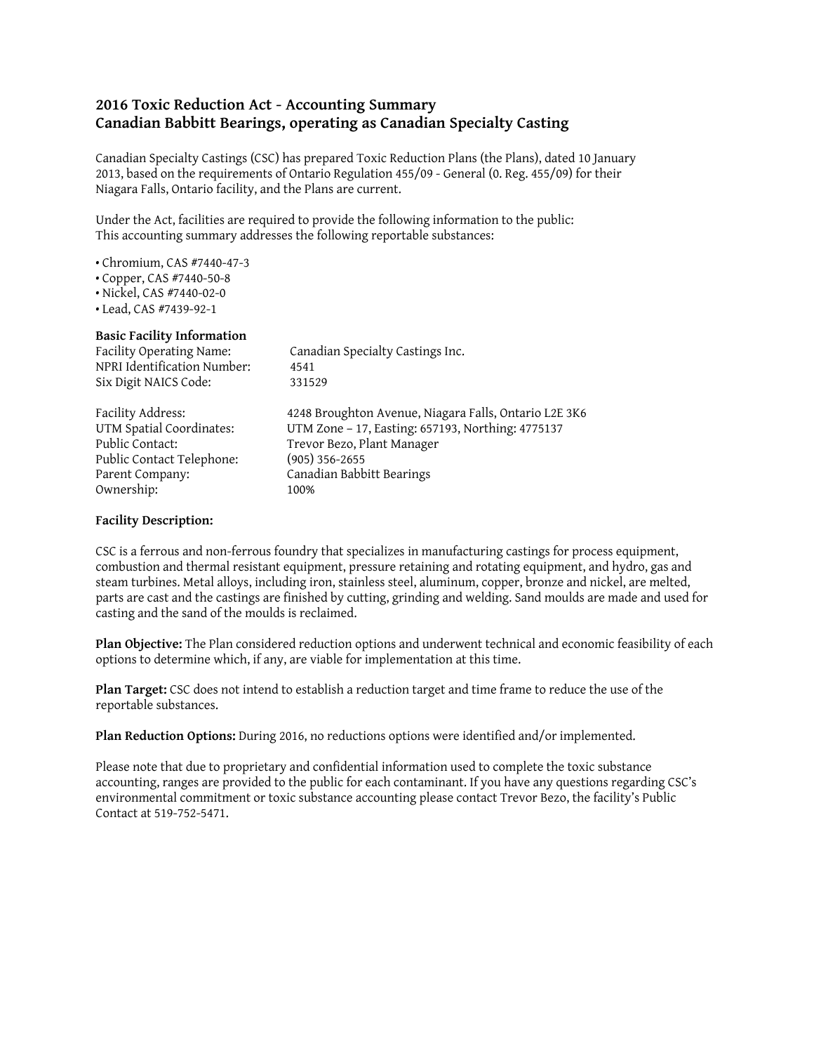## 2016 Toxic Reduction Act - Accounting Summary
## Canadian Babbitt Bearings, operating as Canadian Specialty Casting

Canadian Specialty Castings (CSC) has prepared Toxic Reduction Plans (the Plans), dated 10 January 2013, based on the requirements of Ontario Regulation 455/09 - General (0. Reg. 455/09) for their Niagara Falls, Ontario facility, and the Plans are current.

Under the Act, facilities are required to provide the following information to the public:
This accounting summary addresses the following reportable substances:

- Chromium, CAS #7440-47-3
- Copper, CAS #7440-50-8
- Nickel, CAS #7440-02-0
- Lead, CAS #7439-92-1

**Basic Facility Information**

| | |
|---|---|
| Facility Operating Name: | Canadian Specialty Castings Inc. |
| NPRI Identification Number: | 4541 |
| Six Digit NAICS Code: | 331529 |
| Facility Address: | 4248 Broughton Avenue, Niagara Falls, Ontario L2E 3K6 |
| UTM Spatial Coordinates: | UTM Zone – 17, Easting: 657193, Northing: 4775137 |
| Public Contact: | Trevor Bezo, Plant Manager |
| Public Contact Telephone: | (905) 356-2655 |
| Parent Company: | Canadian Babbitt Bearings |
| Ownership: | 100% |

**Facility Description:**

CSC is a ferrous and non-ferrous foundry that specializes in manufacturing castings for process equipment, combustion and thermal resistant equipment, pressure retaining and rotating equipment, and hydro, gas and steam turbines. Metal alloys, including iron, stainless steel, aluminum, copper, bronze and nickel, are melted, parts are cast and the castings are finished by cutting, grinding and welding. Sand moulds are made and used for casting and the sand of the moulds is reclaimed.

**Plan Objective:** The Plan considered reduction options and underwent technical and economic feasibility of each options to determine which, if any, are viable for implementation at this time.

**Plan Target:** CSC does not intend to establish a reduction target and time frame to reduce the use of the reportable substances.

**Plan Reduction Options:** During 2016, no reductions options were identified and/or implemented.

Please note that due to proprietary and confidential information used to complete the toxic substance accounting, ranges are provided to the public for each contaminant. If you have any questions regarding CSC's environmental commitment or toxic substance accounting please contact Trevor Bezo, the facility's Public Contact at 519-752-5471.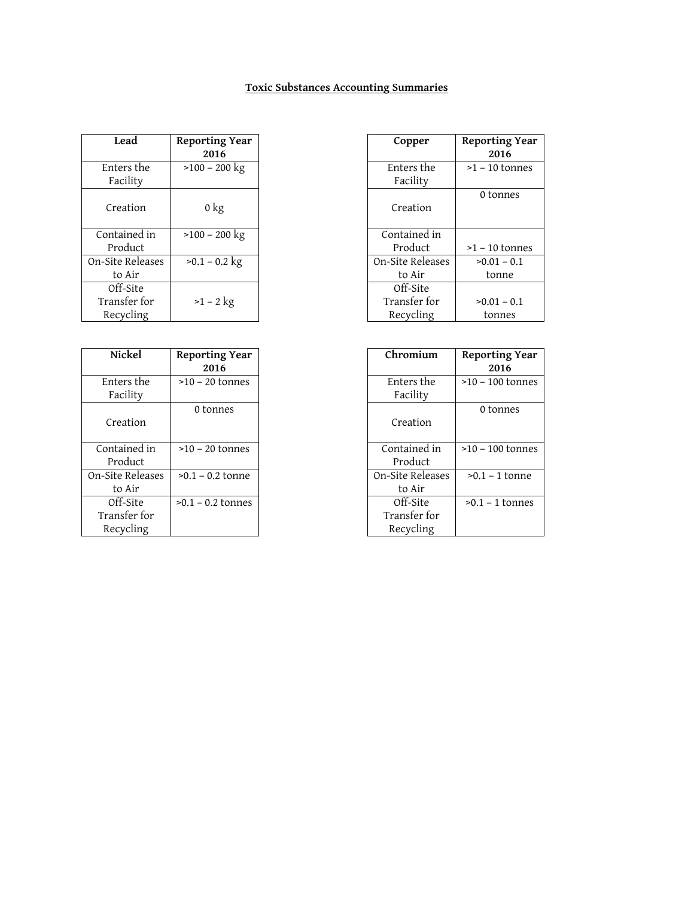**Toxic Substances Accounting Summaries**

| Lead | Reporting Year 2016 |
| --- | --- |
| Enters the Facility | >100 – 200 kg |
| Creation | 0 kg |
| Contained in Product | >100 – 200 kg |
| On-Site Releases to Air | >0.1 – 0.2 kg |
| Off-Site Transfer for Recycling | >1 – 2 kg |

| Copper | Reporting Year 2016 |
| --- | --- |
| Enters the Facility | >1 – 10 tonnes |
| Creation | 0 tonnes |
| Contained in Product | >1 – 10 tonnes |
| On-Site Releases to Air | >0.01 – 0.1 tonne |
| Off-Site Transfer for Recycling | >0.01 – 0.1 tonnes |

| Nickel | Reporting Year 2016 |
| --- | --- |
| Enters the Facility | >10 – 20 tonnes |
| Creation | 0 tonnes |
| Contained in Product | >10 – 20 tonnes |
| On-Site Releases to Air | >0.1 – 0.2 tonne |
| Off-Site Transfer for Recycling | >0.1 – 0.2 tonnes |

| Chromium | Reporting Year 2016 |
| --- | --- |
| Enters the Facility | >10 – 100 tonnes |
| Creation | 0 tonnes |
| Contained in Product | >10 – 100 tonnes |
| On-Site Releases to Air | >0.1 – 1 tonne |
| Off-Site Transfer for Recycling | >0.1 – 1 tonnes |